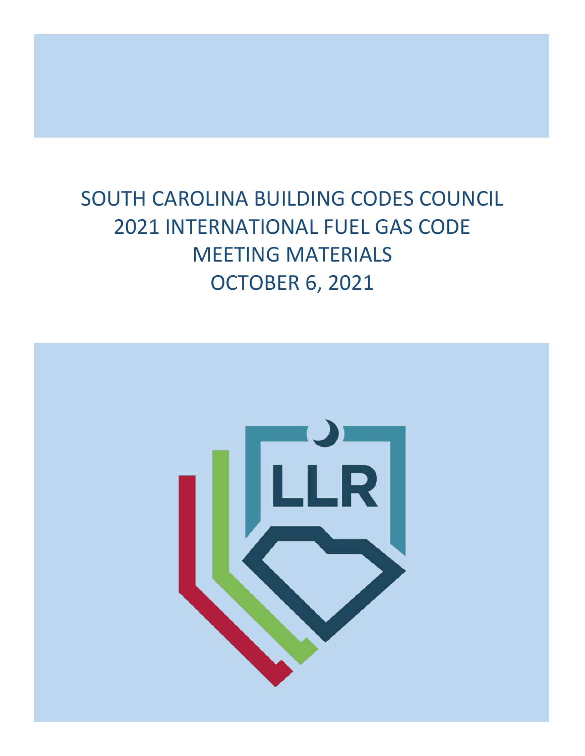# SOUTH CAROLINA BUILDING CODES COUNCIL
# 2021 INTERNATIONAL FUEL GAS CODE
# MEETING MATERIALS
# OCTOBER 6, 2021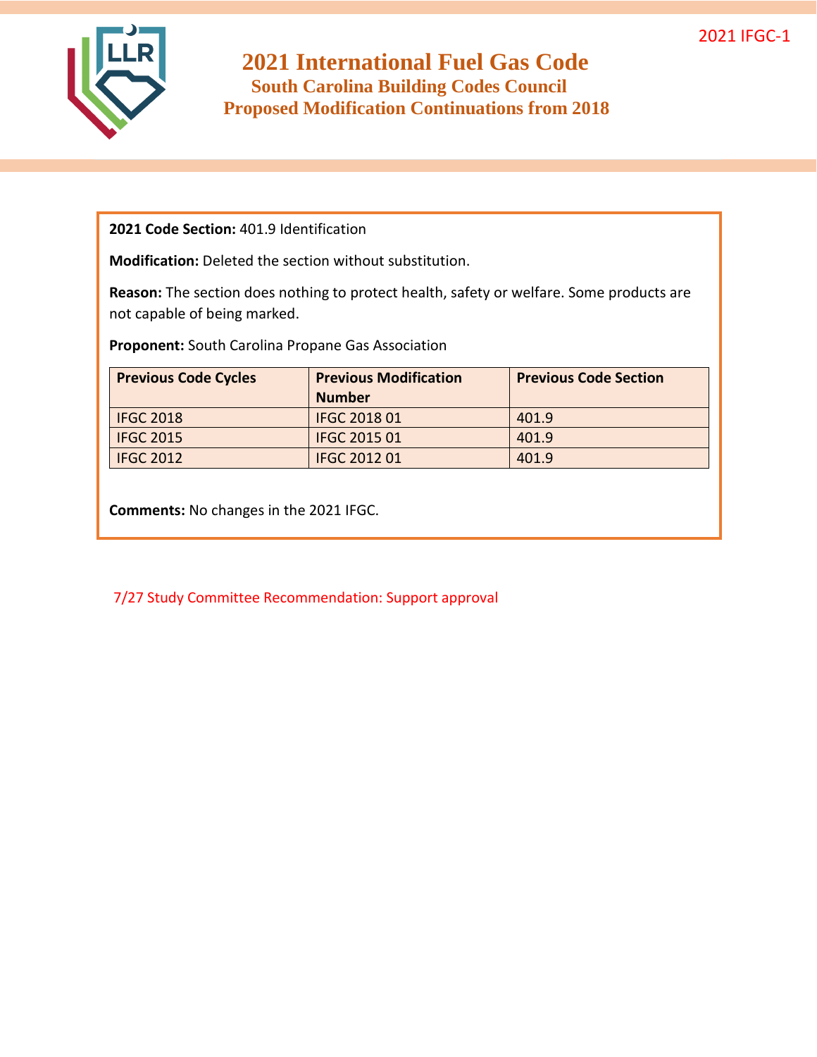2021 IFGC-1

# 2021 International Fuel Gas Code

## South Carolina Building Codes Council

## Proposed Modification Continuations from 2018

**2021 Code Section:** 401.9 Identification

**Modification:** Deleted the section without substitution.

**Reason:** The section does nothing to protect health, safety or welfare. Some products are not capable of being marked.

**Proponent:** South Carolina Propane Gas Association

| Previous Code Cycles | Previous Modification Number | Previous Code Section |
|---|---|---|
| IFGC 2018 | IFGC 2018 01 | 401.9 |
| IFGC 2015 | IFGC 2015 01 | 401.9 |
| IFGC 2012 | IFGC 2012 01 | 401.9 |

**Comments:** No changes in the 2021 IFGC.

7/27 Study Committee Recommendation: Support approval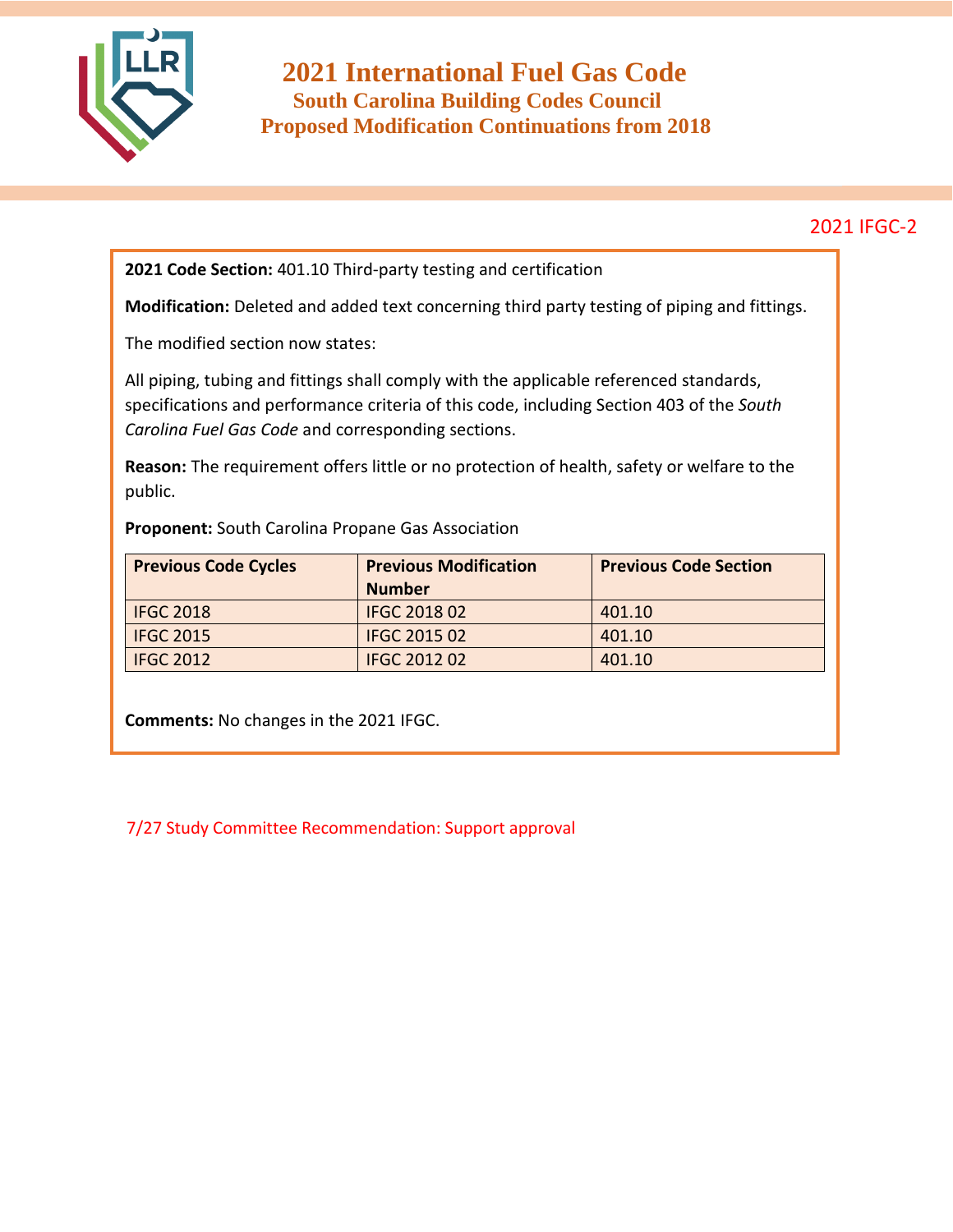# 2021 International Fuel Gas Code

## South Carolina Building Codes Council

## Proposed Modification Continuations from 2018

2021 IFGC-2

**2021 Code Section:** 401.10 Third-party testing and certification

**Modification:** Deleted and added text concerning third party testing of piping and fittings.

The modified section now states:

All piping, tubing and fittings shall comply with the applicable referenced standards, specifications and performance criteria of this code, including Section 403 of the *South Carolina Fuel Gas Code* and corresponding sections.

**Reason:** The requirement offers little or no protection of health, safety or welfare to the public.

**Proponent:** South Carolina Propane Gas Association

| Previous Code Cycles | Previous Modification Number | Previous Code Section |
|---|---|---|
| IFGC 2018 | IFGC 2018 02 | 401.10 |
| IFGC 2015 | IFGC 2015 02 | 401.10 |
| IFGC 2012 | IFGC 2012 02 | 401.10 |

**Comments:** No changes in the 2021 IFGC.

7/27 Study Committee Recommendation: Support approval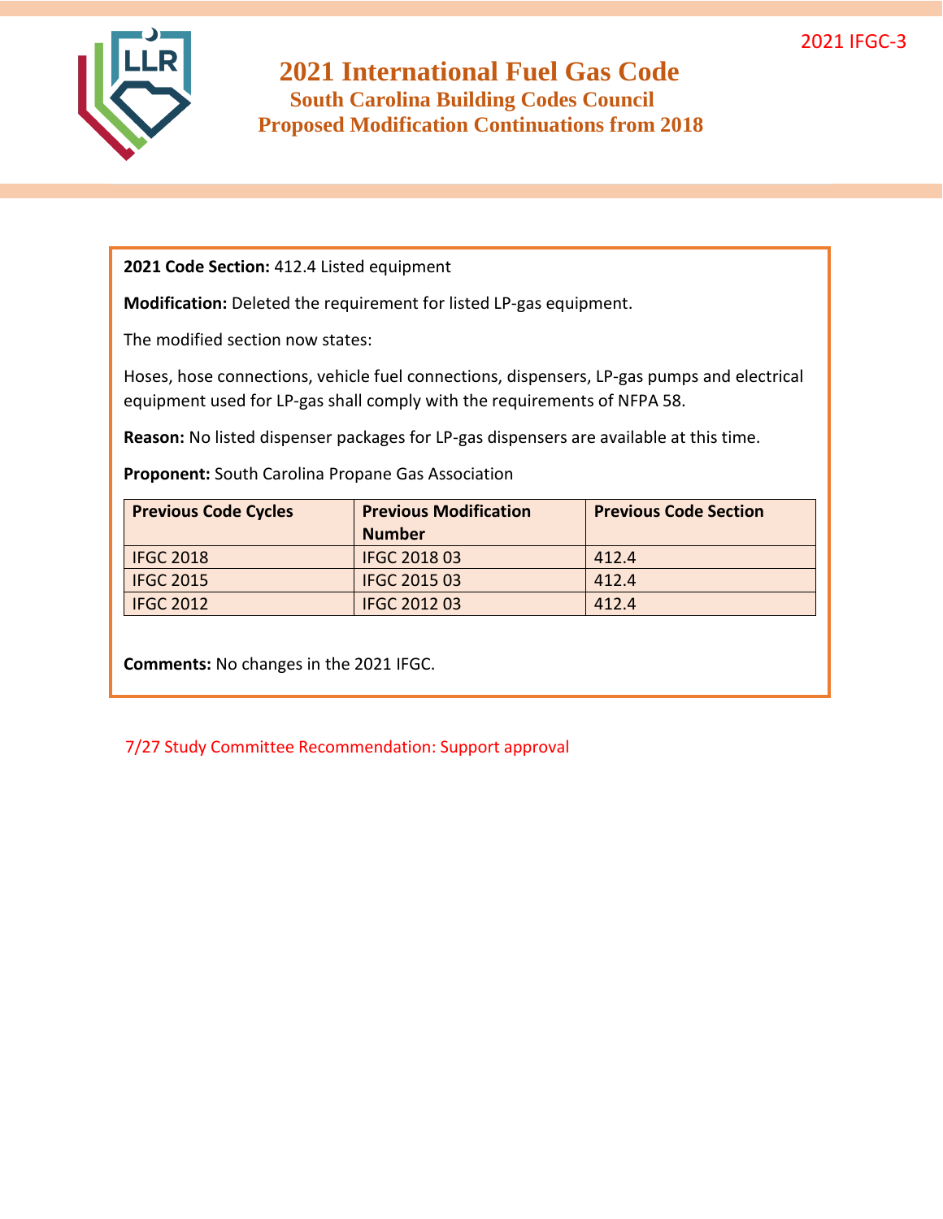2021 IFGC-3

# 2021 International Fuel Gas Code

## South Carolina Building Codes Council

## Proposed Modification Continuations from 2018

**2021 Code Section:** 412.4 Listed equipment

**Modification:** Deleted the requirement for listed LP-gas equipment.

The modified section now states:

Hoses, hose connections, vehicle fuel connections, dispensers, LP-gas pumps and electrical equipment used for LP-gas shall comply with the requirements of NFPA 58.

**Reason:** No listed dispenser packages for LP-gas dispensers are available at this time.

**Proponent:** South Carolina Propane Gas Association

| Previous Code Cycles | Previous Modification Number | Previous Code Section |
|---|---|---|
| IFGC 2018 | IFGC 2018 03 | 412.4 |
| IFGC 2015 | IFGC 2015 03 | 412.4 |
| IFGC 2012 | IFGC 2012 03 | 412.4 |

**Comments:** No changes in the 2021 IFGC.

7/27 Study Committee Recommendation: Support approval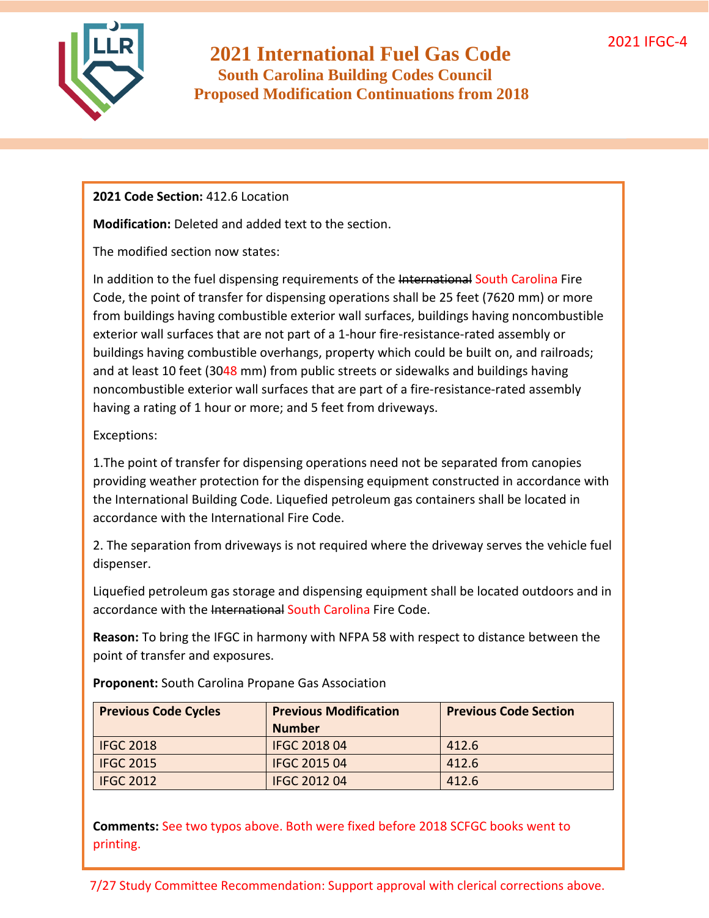# 2021 International Fuel Gas Code

## South Carolina Building Codes Council

## Proposed Modification Continuations from 2018

2021 IFGC-4

**2021 Code Section:** 412.6 Location

**Modification:** Deleted and added text to the section.

The modified section now states:

In addition to the fuel dispensing requirements of the ~~International~~ South Carolina Fire Code, the point of transfer for dispensing operations shall be 25 feet (7620 mm) or more from buildings having combustible exterior wall surfaces, buildings having noncombustible exterior wall surfaces that are not part of a 1-hour fire-resistance-rated assembly or buildings having combustible overhangs, property which could be built on, and railroads; and at least 10 feet (3048 mm) from public streets or sidewalks and buildings having noncombustible exterior wall surfaces that are part of a fire-resistance-rated assembly having a rating of 1 hour or more; and 5 feet from driveways.

Exceptions:

1.The point of transfer for dispensing operations need not be separated from canopies providing weather protection for the dispensing equipment constructed in accordance with the International Building Code. Liquefied petroleum gas containers shall be located in accordance with the International Fire Code.

2. The separation from driveways is not required where the driveway serves the vehicle fuel dispenser.

Liquefied petroleum gas storage and dispensing equipment shall be located outdoors and in accordance with the ~~International~~ South Carolina Fire Code.

**Reason:** To bring the IFGC in harmony with NFPA 58 with respect to distance between the point of transfer and exposures.

**Proponent:** South Carolina Propane Gas Association

| Previous Code Cycles | Previous Modification Number | Previous Code Section |
|---|---|---|
| IFGC 2018 | IFGC 2018 04 | 412.6 |
| IFGC 2015 | IFGC 2015 04 | 412.6 |
| IFGC 2012 | IFGC 2012 04 | 412.6 |

**Comments:** See two typos above. Both were fixed before 2018 SCFGC books went to printing.

7/27 Study Committee Recommendation: Support approval with clerical corrections above.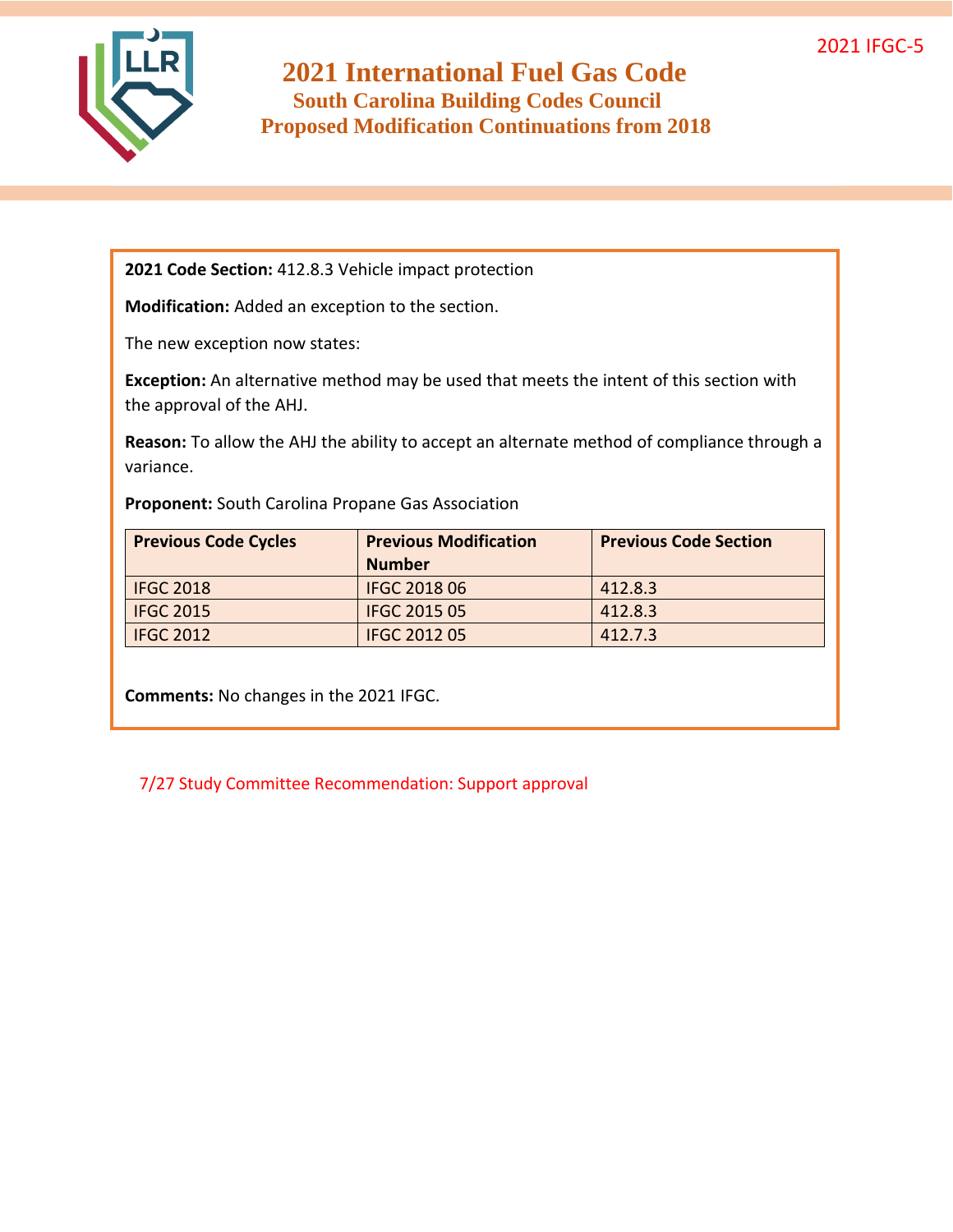2021 IFGC-5

# 2021 International Fuel Gas Code

## South Carolina Building Codes Council

## Proposed Modification Continuations from 2018

**2021 Code Section:** 412.8.3 Vehicle impact protection

**Modification:** Added an exception to the section.

The new exception now states:

**Exception:** An alternative method may be used that meets the intent of this section with the approval of the AHJ.

**Reason:** To allow the AHJ the ability to accept an alternate method of compliance through a variance.

**Proponent:** South Carolina Propane Gas Association

| Previous Code Cycles | Previous Modification Number | Previous Code Section |
|---|---|---|
| IFGC 2018 | IFGC 2018 06 | 412.8.3 |
| IFGC 2015 | IFGC 2015 05 | 412.8.3 |
| IFGC 2012 | IFGC 2012 05 | 412.7.3 |

**Comments:** No changes in the 2021 IFGC.

7/27 Study Committee Recommendation: Support approval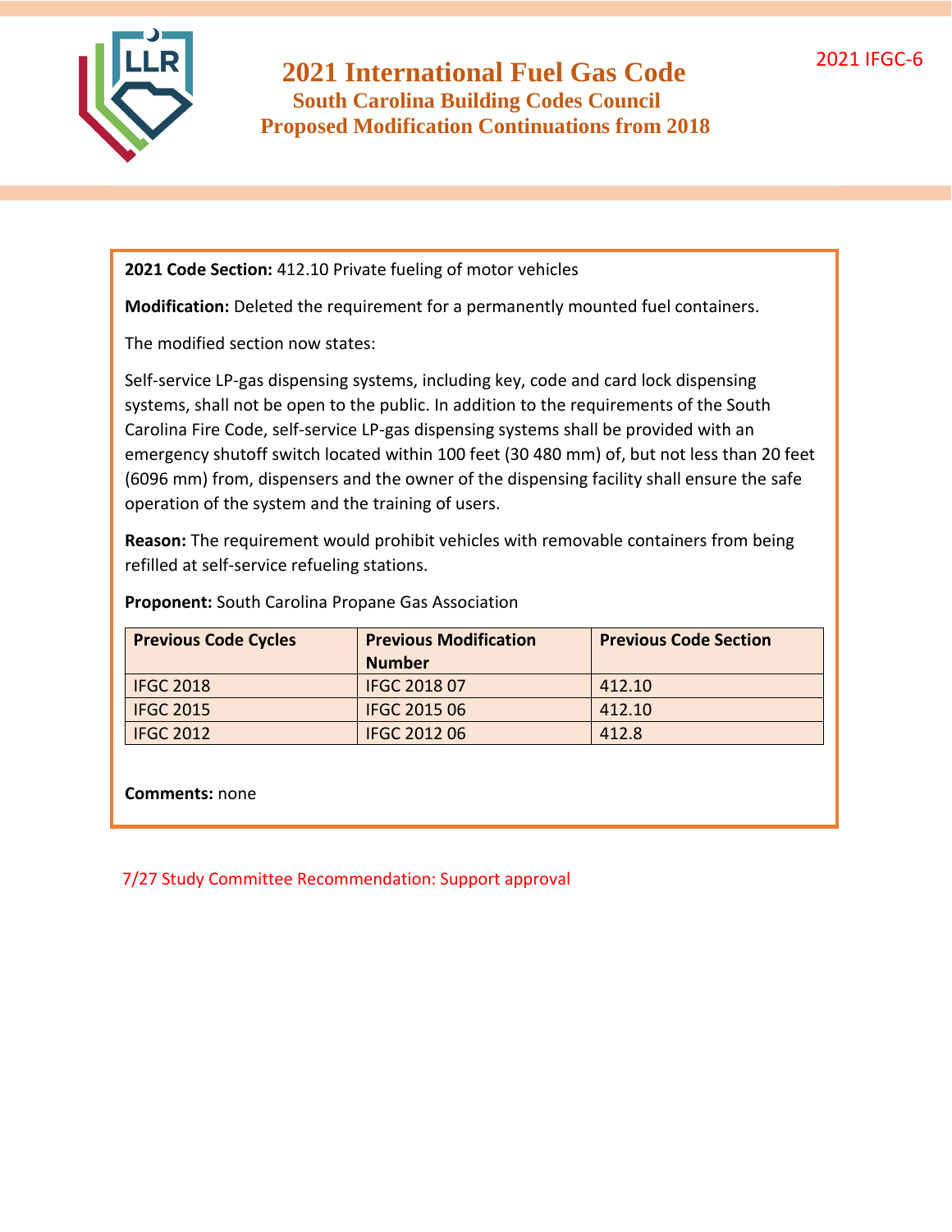# 2021 International Fuel Gas Code

## South Carolina Building Codes Council

## Proposed Modification Continuations from 2018

2021 IFGC-6

**2021 Code Section:** 412.10 Private fueling of motor vehicles

**Modification:** Deleted the requirement for a permanently mounted fuel containers.

The modified section now states:

Self-service LP-gas dispensing systems, including key, code and card lock dispensing systems, shall not be open to the public. In addition to the requirements of the South Carolina Fire Code, self-service LP-gas dispensing systems shall be provided with an emergency shutoff switch located within 100 feet (30 480 mm) of, but not less than 20 feet (6096 mm) from, dispensers and the owner of the dispensing facility shall ensure the safe operation of the system and the training of users.

**Reason:** The requirement would prohibit vehicles with removable containers from being refilled at self-service refueling stations.

**Proponent:** South Carolina Propane Gas Association

| Previous Code Cycles | Previous Modification Number | Previous Code Section |
|---|---|---|
| IFGC 2018 | IFGC 2018 07 | 412.10 |
| IFGC 2015 | IFGC 2015 06 | 412.10 |
| IFGC 2012 | IFGC 2012 06 | 412.8 |

**Comments:** none

7/27 Study Committee Recommendation: Support approval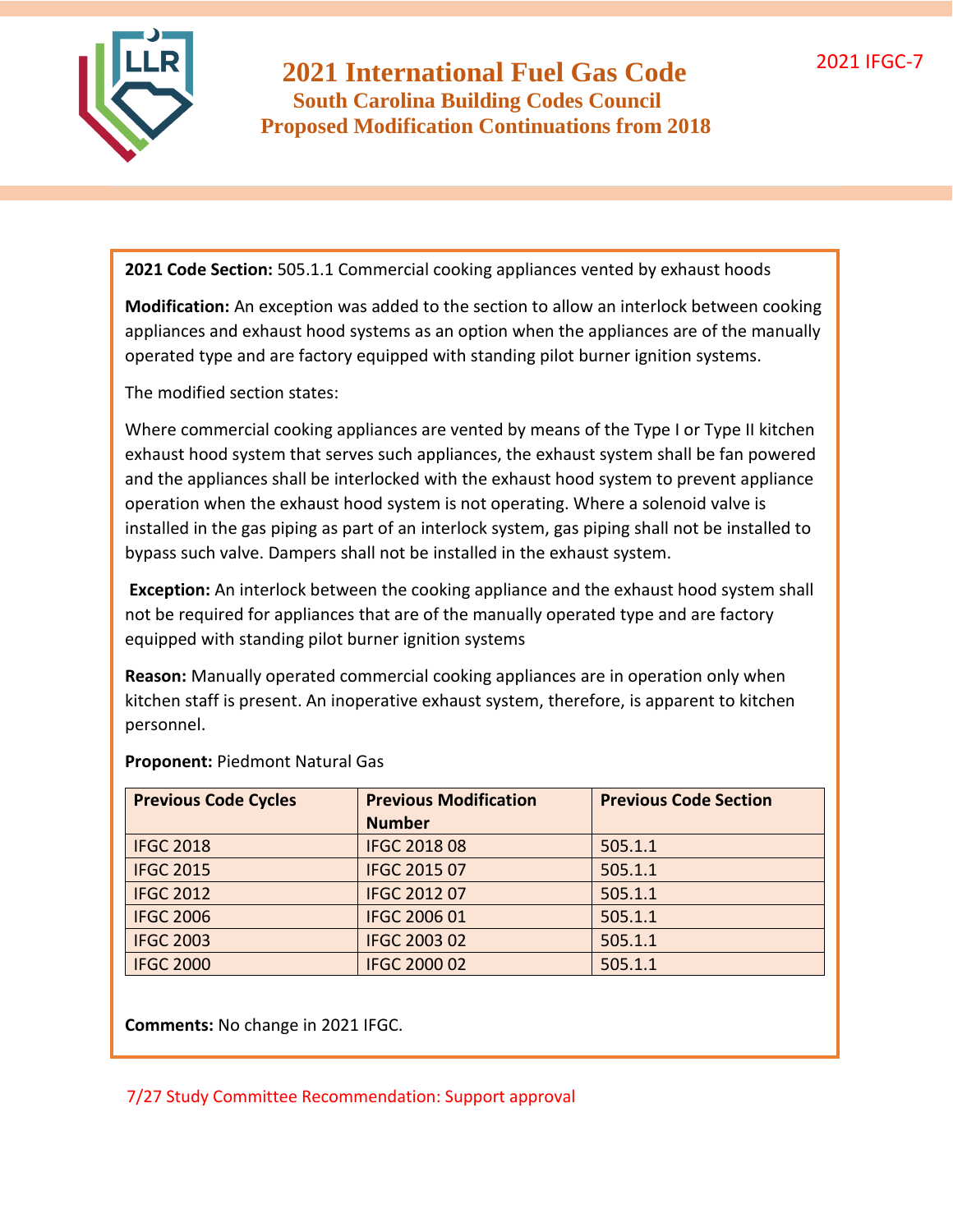# 2021 International Fuel Gas Code

## South Carolina Building Codes Council

## Proposed Modification Continuations from 2018

2021 IFGC-7

**2021 Code Section:** 505.1.1 Commercial cooking appliances vented by exhaust hoods

**Modification:** An exception was added to the section to allow an interlock between cooking appliances and exhaust hood systems as an option when the appliances are of the manually operated type and are factory equipped with standing pilot burner ignition systems.

The modified section states:

Where commercial cooking appliances are vented by means of the Type I or Type II kitchen exhaust hood system that serves such appliances, the exhaust system shall be fan powered and the appliances shall be interlocked with the exhaust hood system to prevent appliance operation when the exhaust hood system is not operating. Where a solenoid valve is installed in the gas piping as part of an interlock system, gas piping shall not be installed to bypass such valve. Dampers shall not be installed in the exhaust system.

**Exception:** An interlock between the cooking appliance and the exhaust hood system shall not be required for appliances that are of the manually operated type and are factory equipped with standing pilot burner ignition systems

**Reason:** Manually operated commercial cooking appliances are in operation only when kitchen staff is present. An inoperative exhaust system, therefore, is apparent to kitchen personnel.

**Proponent:** Piedmont Natural Gas

| Previous Code Cycles | Previous Modification Number | Previous Code Section |
|---|---|---|
| IFGC 2018 | IFGC 2018 08 | 505.1.1 |
| IFGC 2015 | IFGC 2015 07 | 505.1.1 |
| IFGC 2012 | IFGC 2012 07 | 505.1.1 |
| IFGC 2006 | IFGC 2006 01 | 505.1.1 |
| IFGC 2003 | IFGC 2003 02 | 505.1.1 |
| IFGC 2000 | IFGC 2000 02 | 505.1.1 |

**Comments:** No change in 2021 IFGC.

7/27 Study Committee Recommendation: Support approval